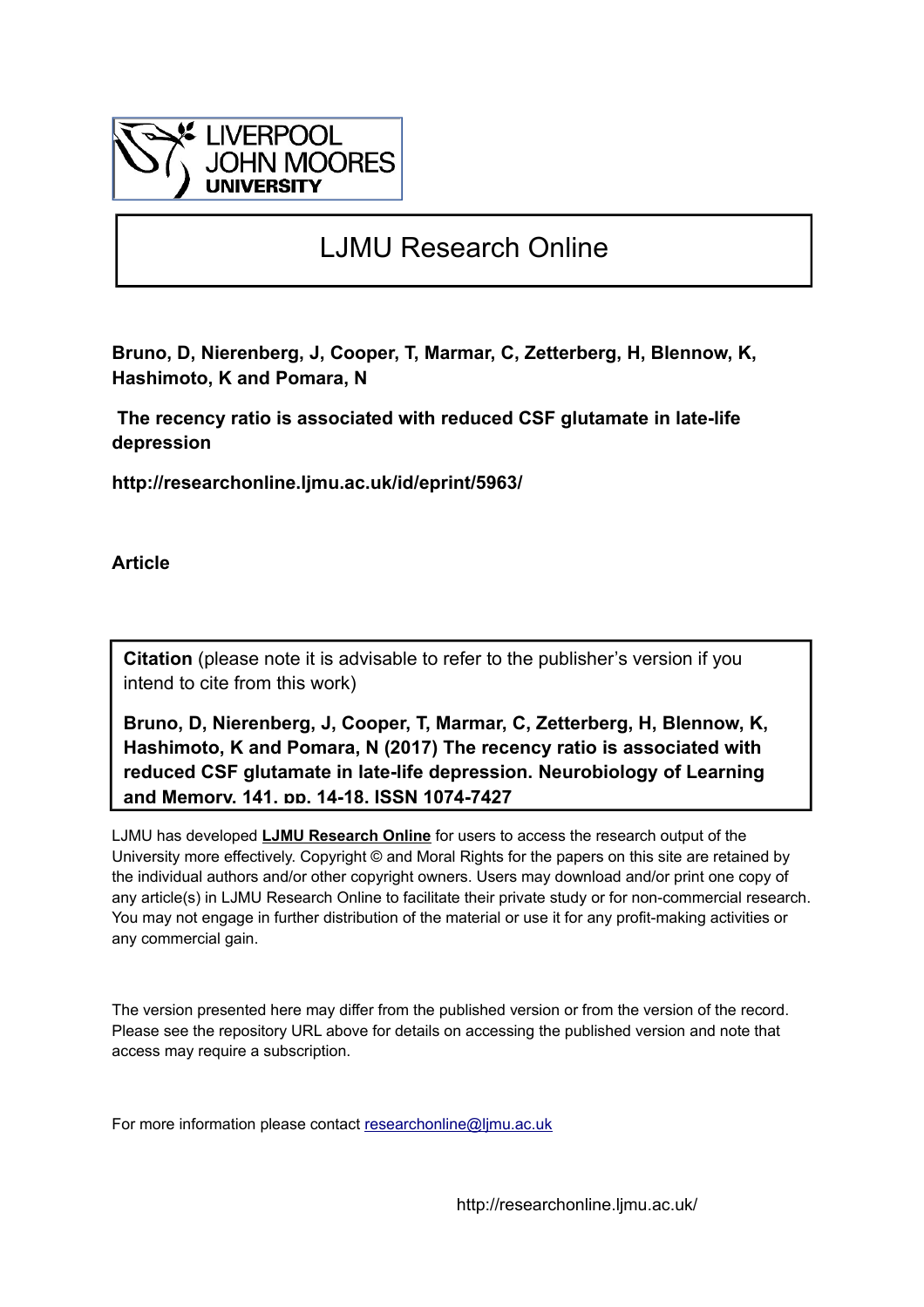# LJMU Research Online

**Bruno, D, Nierenberg, J, Cooper, T, Marmar, C, Zetterberg, H, Blennow, K, Hashimoto, K and Pomara, N**

**The recency ratio is associated with reduced CSF glutamate in late-life depression**

**http://researchonline.ljmu.ac.uk/id/eprint/5963/**

**Article**

**Citation** (please note it is advisable to refer to the publisher's version if you intend to cite from this work)

**Bruno, D, Nierenberg, J, Cooper, T, Marmar, C, Zetterberg, H, Blennow, K, Hashimoto, K and Pomara, N (2017) The recency ratio is associated with reduced CSF glutamate in late-life depression. Neurobiology of Learning and Memory, 141. pp. 14-18. ISSN 1074-7427**

LJMU has developed **LJMU Research Online** for users to access the research output of the University more effectively. Copyright © and Moral Rights for the papers on this site are retained by the individual authors and/or other copyright owners. Users may download and/or print one copy of any article(s) in LJMU Research Online to facilitate their private study or for non-commercial research. You may not engage in further distribution of the material or use it for any profit-making activities or any commercial gain.

The version presented here may differ from the published version or from the version of the record. Please see the repository URL above for details on accessing the published version and note that access may require a subscription.

For more information please contact researchonline@ljmu.ac.uk

http://researchonline.ljmu.ac.uk/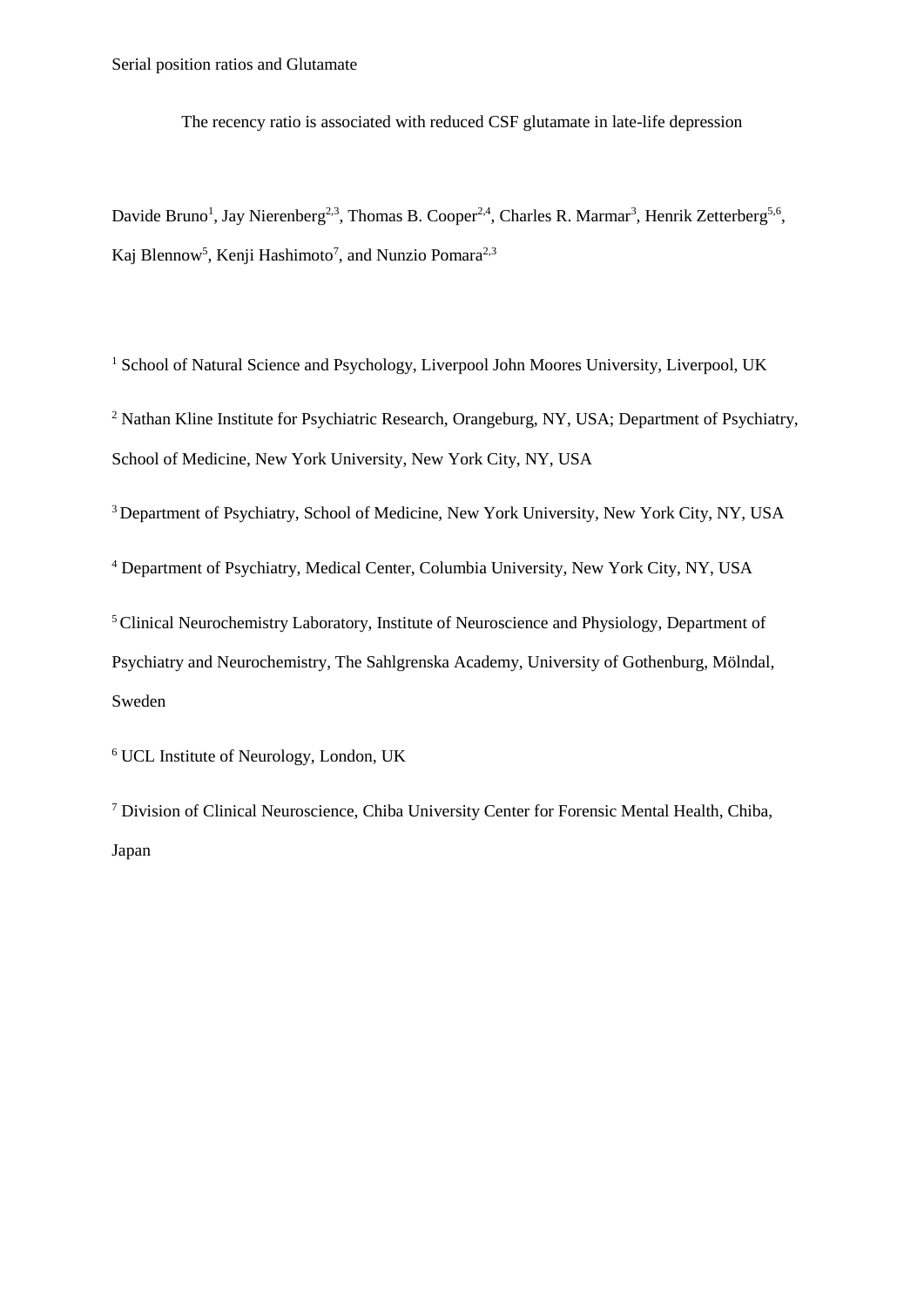The recency ratio is associated with reduced CSF glutamate in late-life depression

Davide Bruno[1], Jay Nierenberg[2,3], Thomas B. Cooper[2,4], Charles R. Marmar[3], Henrik Zetterberg[5,6], Kaj Blennow[5], Kenji Hashimoto[7], and Nunzio Pomara[2,3]

[1] School of Natural Science and Psychology, Liverpool John Moores University, Liverpool, UK

[2] Nathan Kline Institute for Psychiatric Research, Orangeburg, NY, USA; Department of Psychiatry, School of Medicine, New York University, New York City, NY, USA

[3] Department of Psychiatry, School of Medicine, New York University, New York City, NY, USA

[4] Department of Psychiatry, Medical Center, Columbia University, New York City, NY, USA

[5] Clinical Neurochemistry Laboratory, Institute of Neuroscience and Physiology, Department of Psychiatry and Neurochemistry, The Sahlgrenska Academy, University of Gothenburg, Mölndal, Sweden

[6] UCL Institute of Neurology, London, UK

[7] Division of Clinical Neuroscience, Chiba University Center for Forensic Mental Health, Chiba, Japan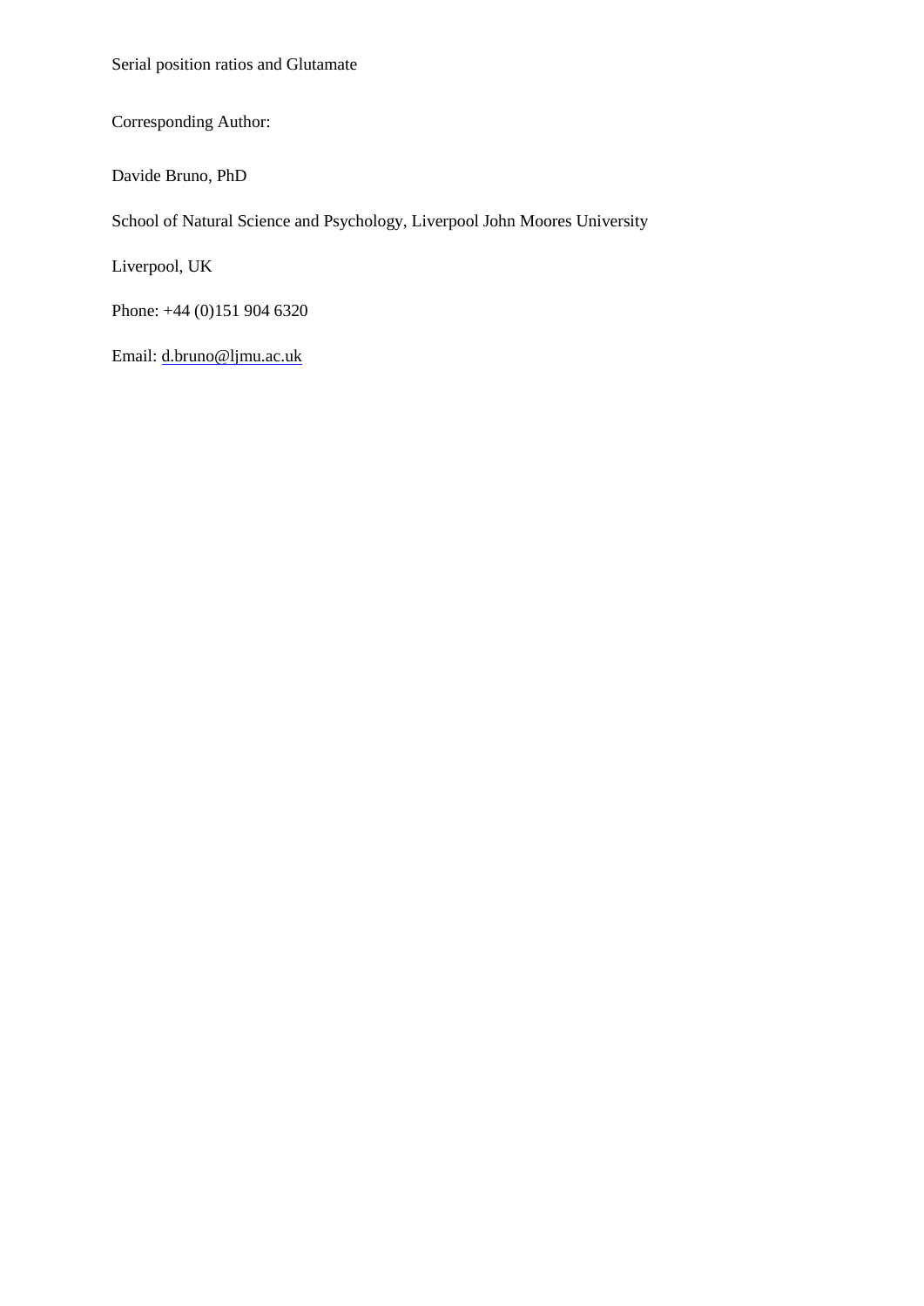Serial position ratios and Glutamate

Corresponding Author:

Davide Bruno, PhD

School of Natural Science and Psychology, Liverpool John Moores University

Liverpool, UK

Phone: +44 (0)151 904 6320

Email: d.bruno@ljmu.ac.uk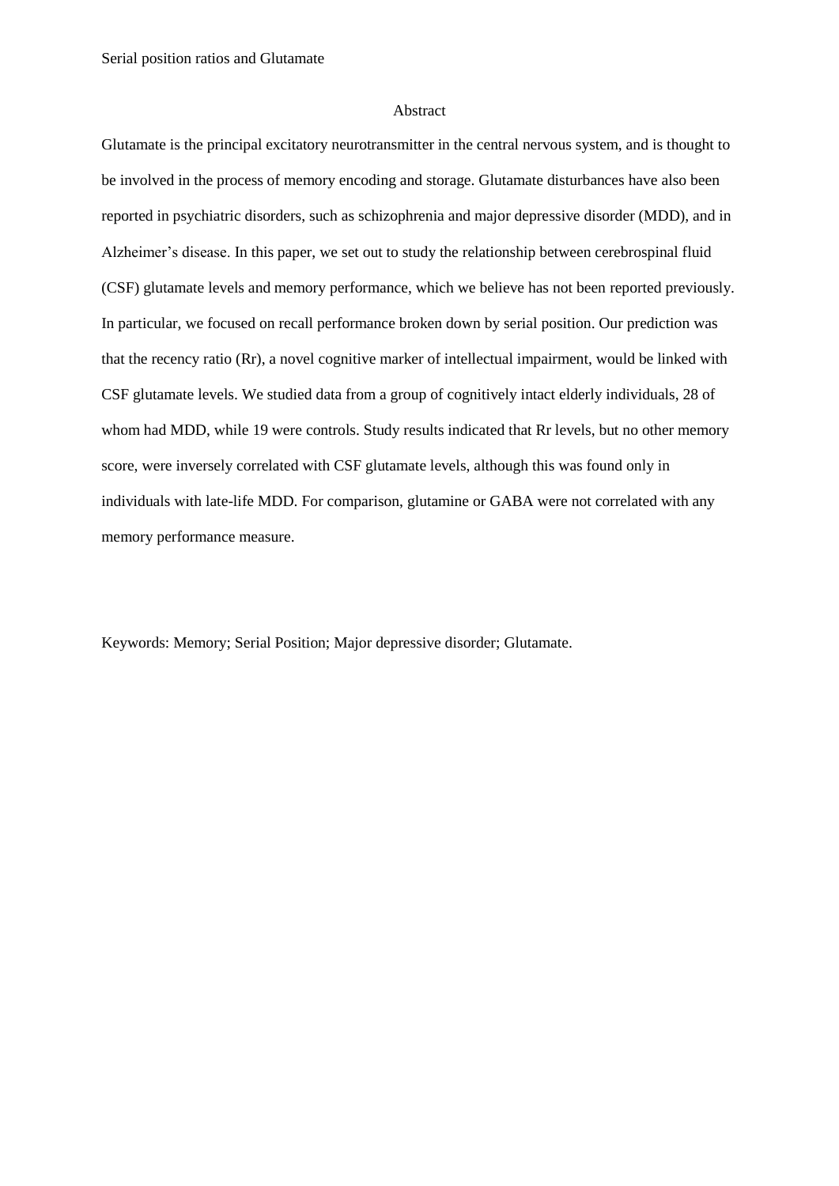## Abstract

Glutamate is the principal excitatory neurotransmitter in the central nervous system, and is thought to be involved in the process of memory encoding and storage. Glutamate disturbances have also been reported in psychiatric disorders, such as schizophrenia and major depressive disorder (MDD), and in Alzheimer's disease. In this paper, we set out to study the relationship between cerebrospinal fluid (CSF) glutamate levels and memory performance, which we believe has not been reported previously. In particular, we focused on recall performance broken down by serial position. Our prediction was that the recency ratio (Rr), a novel cognitive marker of intellectual impairment, would be linked with CSF glutamate levels. We studied data from a group of cognitively intact elderly individuals, 28 of whom had MDD, while 19 were controls. Study results indicated that Rr levels, but no other memory score, were inversely correlated with CSF glutamate levels, although this was found only in individuals with late-life MDD. For comparison, glutamine or GABA were not correlated with any memory performance measure.

Keywords: Memory; Serial Position; Major depressive disorder; Glutamate.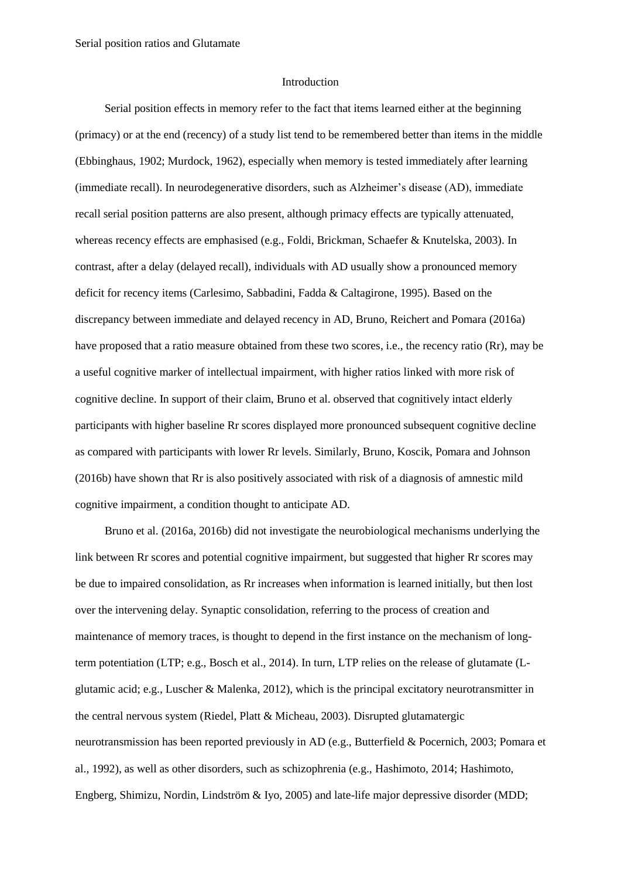## Introduction

Serial position effects in memory refer to the fact that items learned either at the beginning (primacy) or at the end (recency) of a study list tend to be remembered better than items in the middle (Ebbinghaus, 1902; Murdock, 1962), especially when memory is tested immediately after learning (immediate recall). In neurodegenerative disorders, such as Alzheimer's disease (AD), immediate recall serial position patterns are also present, although primacy effects are typically attenuated, whereas recency effects are emphasised (e.g., Foldi, Brickman, Schaefer & Knutelska, 2003). In contrast, after a delay (delayed recall), individuals with AD usually show a pronounced memory deficit for recency items (Carlesimo, Sabbadini, Fadda & Caltagirone, 1995). Based on the discrepancy between immediate and delayed recency in AD, Bruno, Reichert and Pomara (2016a) have proposed that a ratio measure obtained from these two scores, i.e., the recency ratio (Rr), may be a useful cognitive marker of intellectual impairment, with higher ratios linked with more risk of cognitive decline. In support of their claim, Bruno et al. observed that cognitively intact elderly participants with higher baseline Rr scores displayed more pronounced subsequent cognitive decline as compared with participants with lower Rr levels. Similarly, Bruno, Koscik, Pomara and Johnson (2016b) have shown that Rr is also positively associated with risk of a diagnosis of amnestic mild cognitive impairment, a condition thought to anticipate AD.

Bruno et al. (2016a, 2016b) did not investigate the neurobiological mechanisms underlying the link between Rr scores and potential cognitive impairment, but suggested that higher Rr scores may be due to impaired consolidation, as Rr increases when information is learned initially, but then lost over the intervening delay. Synaptic consolidation, referring to the process of creation and maintenance of memory traces, is thought to depend in the first instance on the mechanism of long-term potentiation (LTP; e.g., Bosch et al., 2014). In turn, LTP relies on the release of glutamate (L-glutamic acid; e.g., Luscher & Malenka, 2012), which is the principal excitatory neurotransmitter in the central nervous system (Riedel, Platt & Micheau, 2003). Disrupted glutamatergic neurotransmission has been reported previously in AD (e.g., Butterfield & Pocernich, 2003; Pomara et al., 1992), as well as other disorders, such as schizophrenia (e.g., Hashimoto, 2014; Hashimoto, Engberg, Shimizu, Nordin, Lindström & Iyo, 2005) and late-life major depressive disorder (MDD;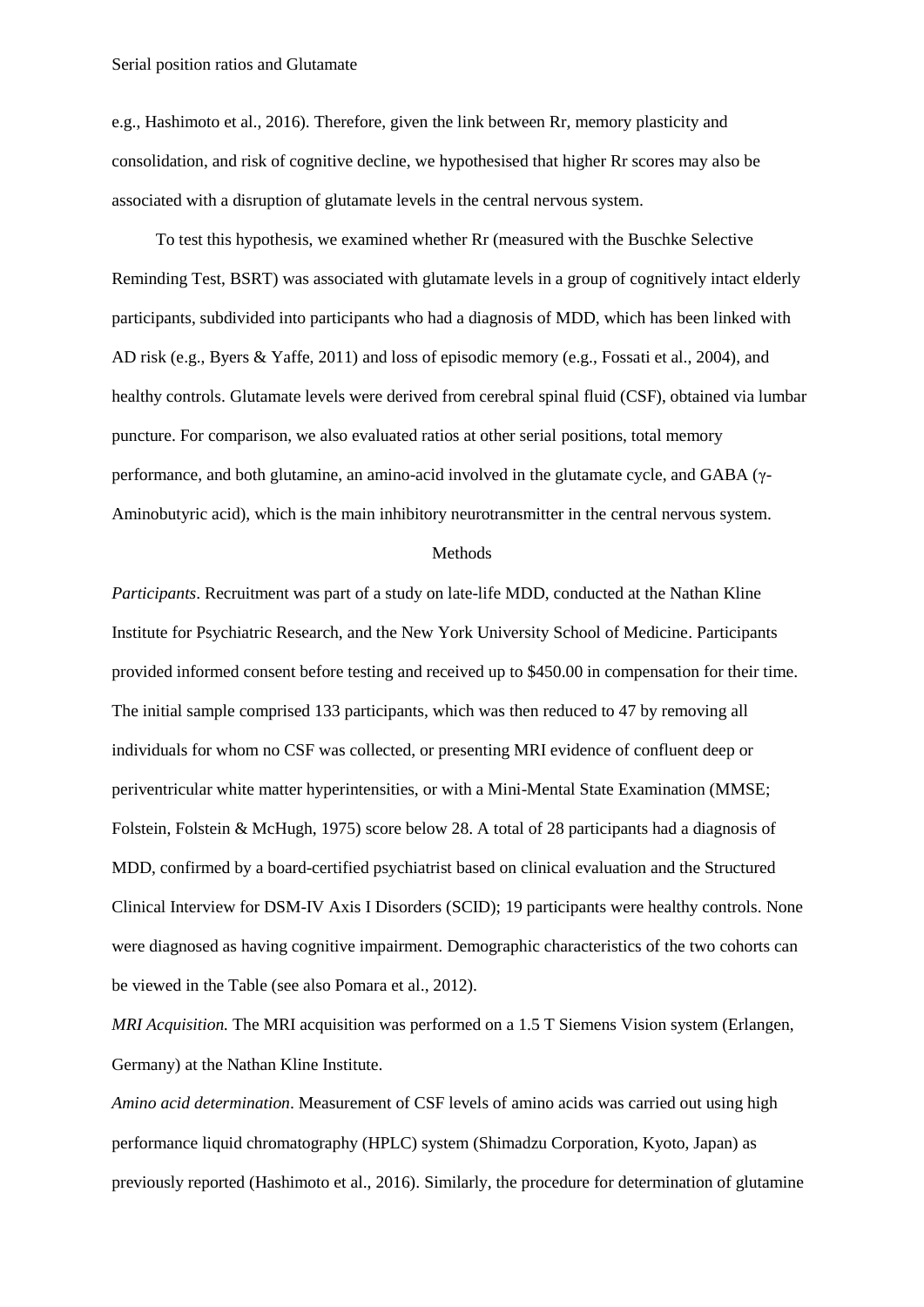e.g., Hashimoto et al., 2016). Therefore, given the link between Rr, memory plasticity and consolidation, and risk of cognitive decline, we hypothesised that higher Rr scores may also be associated with a disruption of glutamate levels in the central nervous system.

To test this hypothesis, we examined whether Rr (measured with the Buschke Selective Reminding Test, BSRT) was associated with glutamate levels in a group of cognitively intact elderly participants, subdivided into participants who had a diagnosis of MDD, which has been linked with AD risk (e.g., Byers & Yaffe, 2011) and loss of episodic memory (e.g., Fossati et al., 2004), and healthy controls. Glutamate levels were derived from cerebral spinal fluid (CSF), obtained via lumbar puncture. For comparison, we also evaluated ratios at other serial positions, total memory performance, and both glutamine, an amino-acid involved in the glutamate cycle, and GABA (γ-Aminobutyric acid), which is the main inhibitory neurotransmitter in the central nervous system.

## Methods

*Participants*. Recruitment was part of a study on late-life MDD, conducted at the Nathan Kline Institute for Psychiatric Research, and the New York University School of Medicine. Participants provided informed consent before testing and received up to $450.00 in compensation for their time. The initial sample comprised 133 participants, which was then reduced to 47 by removing all individuals for whom no CSF was collected, or presenting MRI evidence of confluent deep or periventricular white matter hyperintensities, or with a Mini-Mental State Examination (MMSE; Folstein, Folstein & McHugh, 1975) score below 28. A total of 28 participants had a diagnosis of MDD, confirmed by a board-certified psychiatrist based on clinical evaluation and the Structured Clinical Interview for DSM-IV Axis I Disorders (SCID); 19 participants were healthy controls. None were diagnosed as having cognitive impairment. Demographic characteristics of the two cohorts can be viewed in the Table (see also Pomara et al., 2012).

*MRI Acquisition.* The MRI acquisition was performed on a 1.5 T Siemens Vision system (Erlangen, Germany) at the Nathan Kline Institute.

*Amino acid determination*. Measurement of CSF levels of amino acids was carried out using high performance liquid chromatography (HPLC) system (Shimadzu Corporation, Kyoto, Japan) as previously reported (Hashimoto et al., 2016). Similarly, the procedure for determination of glutamine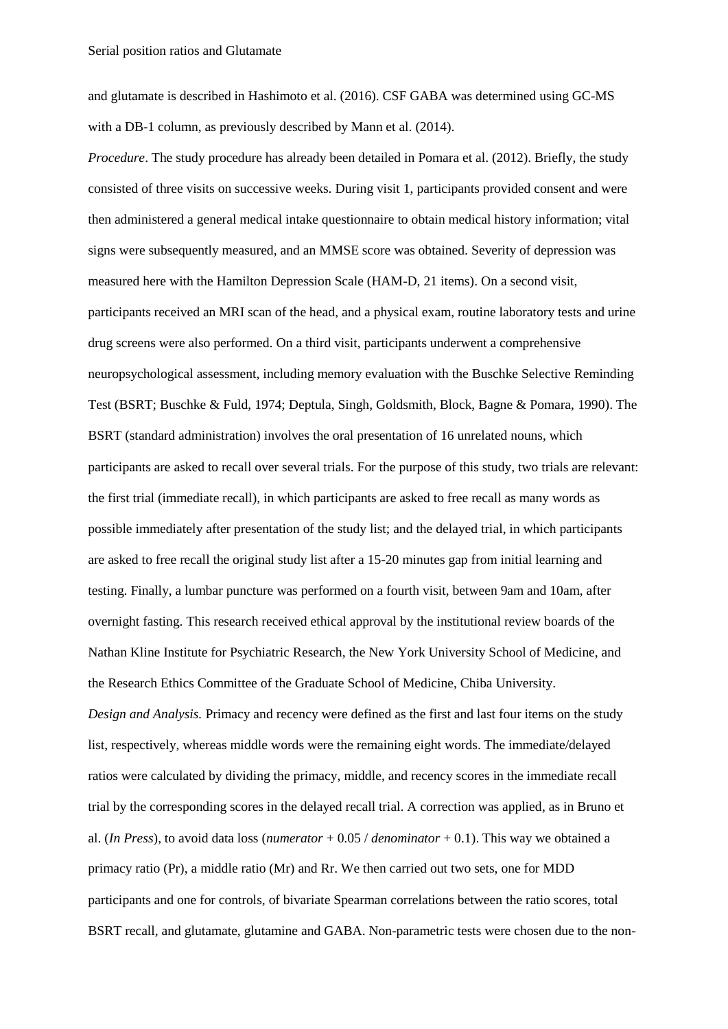and glutamate is described in Hashimoto et al. (2016). CSF GABA was determined using GC-MS with a DB-1 column, as previously described by Mann et al. (2014).

*Procedure*. The study procedure has already been detailed in Pomara et al. (2012). Briefly, the study consisted of three visits on successive weeks. During visit 1, participants provided consent and were then administered a general medical intake questionnaire to obtain medical history information; vital signs were subsequently measured, and an MMSE score was obtained. Severity of depression was measured here with the Hamilton Depression Scale (HAM-D, 21 items). On a second visit, participants received an MRI scan of the head, and a physical exam, routine laboratory tests and urine drug screens were also performed. On a third visit, participants underwent a comprehensive neuropsychological assessment, including memory evaluation with the Buschke Selective Reminding Test (BSRT; Buschke & Fuld, 1974; Deptula, Singh, Goldsmith, Block, Bagne & Pomara, 1990). The BSRT (standard administration) involves the oral presentation of 16 unrelated nouns, which participants are asked to recall over several trials. For the purpose of this study, two trials are relevant: the first trial (immediate recall), in which participants are asked to free recall as many words as possible immediately after presentation of the study list; and the delayed trial, in which participants are asked to free recall the original study list after a 15-20 minutes gap from initial learning and testing. Finally, a lumbar puncture was performed on a fourth visit, between 9am and 10am, after overnight fasting. This research received ethical approval by the institutional review boards of the Nathan Kline Institute for Psychiatric Research, the New York University School of Medicine, and the Research Ethics Committee of the Graduate School of Medicine, Chiba University.

*Design and Analysis.* Primacy and recency were defined as the first and last four items on the study list, respectively, whereas middle words were the remaining eight words. The immediate/delayed ratios were calculated by dividing the primacy, middle, and recency scores in the immediate recall trial by the corresponding scores in the delayed recall trial. A correction was applied, as in Bruno et al. (*In Press*), to avoid data loss (*numerator* + 0.05 / *denominator* + 0.1). This way we obtained a primacy ratio (Pr), a middle ratio (Mr) and Rr. We then carried out two sets, one for MDD participants and one for controls, of bivariate Spearman correlations between the ratio scores, total BSRT recall, and glutamate, glutamine and GABA. Non-parametric tests were chosen due to the non-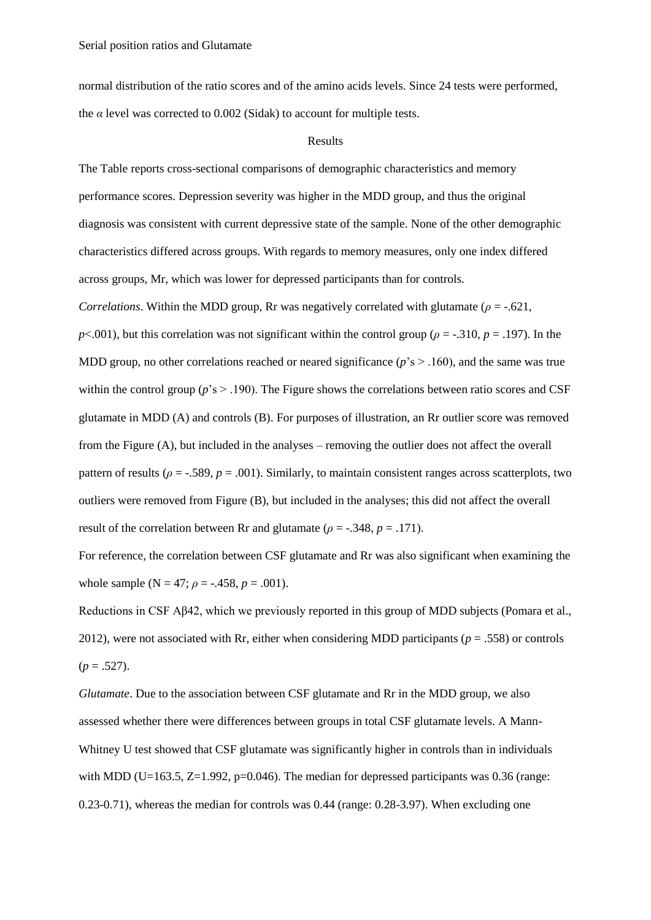normal distribution of the ratio scores and of the amino acids levels. Since 24 tests were performed, the $\alpha$ level was corrected to 0.002 (Sidak) to account for multiple tests.

## Results

The Table reports cross-sectional comparisons of demographic characteristics and memory performance scores. Depression severity was higher in the MDD group, and thus the original diagnosis was consistent with current depressive state of the sample. None of the other demographic characteristics differed across groups. With regards to memory measures, only one index differed across groups, Mr, which was lower for depressed participants than for controls.

*Correlations*. Within the MDD group, Rr was negatively correlated with glutamate ($\rho$ = -.621, $p$<.001), but this correlation was not significant within the control group ($\rho$ = -.310, $p$ = .197). In the MDD group, no other correlations reached or neared significance ($p$'s > .160), and the same was true within the control group ($p$'s > .190). The Figure shows the correlations between ratio scores and CSF glutamate in MDD (A) and controls (B). For purposes of illustration, an Rr outlier score was removed from the Figure (A), but included in the analyses – removing the outlier does not affect the overall pattern of results ($\rho$ = -.589, $p$ = .001). Similarly, to maintain consistent ranges across scatterplots, two outliers were removed from Figure (B), but included in the analyses; this did not affect the overall result of the correlation between Rr and glutamate ($\rho$ = -.348, $p$ = .171).

For reference, the correlation between CSF glutamate and Rr was also significant when examining the whole sample (N = 47; $\rho$ = -.458, $p$ = .001).

Reductions in CSF Aβ42, which we previously reported in this group of MDD subjects (Pomara et al., 2012), were not associated with Rr, either when considering MDD participants ($p$ = .558) or controls ($p$ = .527).

*Glutamate*. Due to the association between CSF glutamate and Rr in the MDD group, we also assessed whether there were differences between groups in total CSF glutamate levels. A Mann-Whitney U test showed that CSF glutamate was significantly higher in controls than in individuals with MDD (U=163.5, Z=1.992, p=0.046). The median for depressed participants was 0.36 (range: 0.23-0.71), whereas the median for controls was 0.44 (range: 0.28-3.97). When excluding one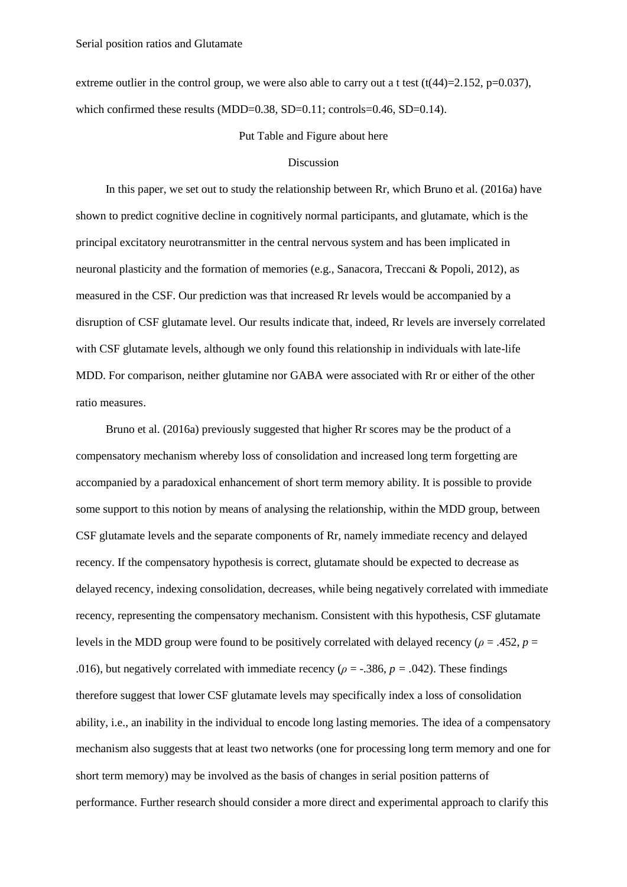extreme outlier in the control group, we were also able to carry out a t test ($t(44)=2.152$, $p=0.037$), which confirmed these results (MDD=0.38, SD=0.11; controls=0.46, SD=0.14).

Put Table and Figure about here

## Discussion

In this paper, we set out to study the relationship between Rr, which Bruno et al. (2016a) have shown to predict cognitive decline in cognitively normal participants, and glutamate, which is the principal excitatory neurotransmitter in the central nervous system and has been implicated in neuronal plasticity and the formation of memories (e.g., Sanacora, Treccani & Popoli, 2012), as measured in the CSF. Our prediction was that increased Rr levels would be accompanied by a disruption of CSF glutamate level. Our results indicate that, indeed, Rr levels are inversely correlated with CSF glutamate levels, although we only found this relationship in individuals with late-life MDD. For comparison, neither glutamine nor GABA were associated with Rr or either of the other ratio measures.

Bruno et al. (2016a) previously suggested that higher Rr scores may be the product of a compensatory mechanism whereby loss of consolidation and increased long term forgetting are accompanied by a paradoxical enhancement of short term memory ability. It is possible to provide some support to this notion by means of analysing the relationship, within the MDD group, between CSF glutamate levels and the separate components of Rr, namely immediate recency and delayed recency. If the compensatory hypothesis is correct, glutamate should be expected to decrease as delayed recency, indexing consolidation, decreases, while being negatively correlated with immediate recency, representing the compensatory mechanism. Consistent with this hypothesis, CSF glutamate levels in the MDD group were found to be positively correlated with delayed recency ($\rho = .452$, $p = .016$), but negatively correlated with immediate recency ($\rho = -.386$, $p = .042$). These findings therefore suggest that lower CSF glutamate levels may specifically index a loss of consolidation ability, i.e., an inability in the individual to encode long lasting memories. The idea of a compensatory mechanism also suggests that at least two networks (one for processing long term memory and one for short term memory) may be involved as the basis of changes in serial position patterns of performance. Further research should consider a more direct and experimental approach to clarify this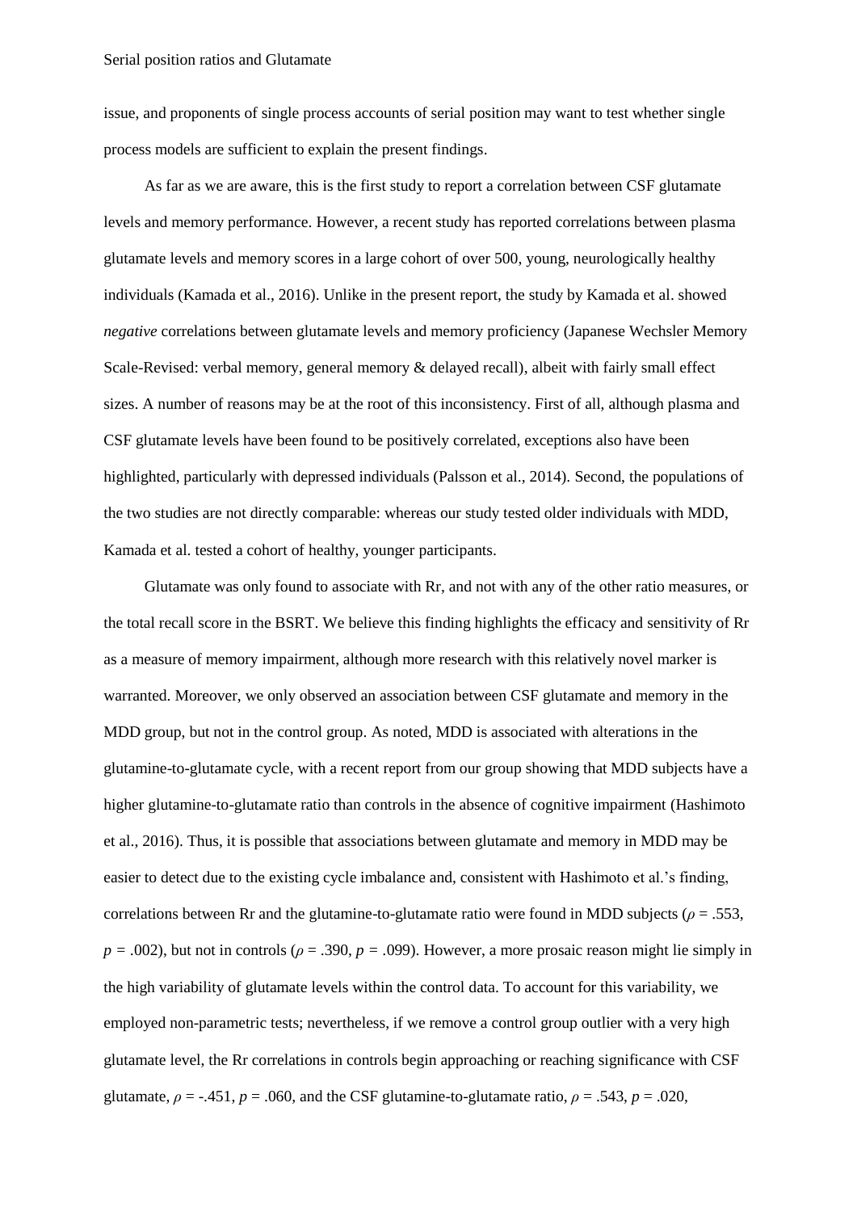issue, and proponents of single process accounts of serial position may want to test whether single process models are sufficient to explain the present findings.

As far as we are aware, this is the first study to report a correlation between CSF glutamate levels and memory performance. However, a recent study has reported correlations between plasma glutamate levels and memory scores in a large cohort of over 500, young, neurologically healthy individuals (Kamada et al., 2016). Unlike in the present report, the study by Kamada et al. showed *negative* correlations between glutamate levels and memory proficiency (Japanese Wechsler Memory Scale-Revised: verbal memory, general memory & delayed recall), albeit with fairly small effect sizes. A number of reasons may be at the root of this inconsistency. First of all, although plasma and CSF glutamate levels have been found to be positively correlated, exceptions also have been highlighted, particularly with depressed individuals (Palsson et al., 2014). Second, the populations of the two studies are not directly comparable: whereas our study tested older individuals with MDD, Kamada et al. tested a cohort of healthy, younger participants.

Glutamate was only found to associate with Rr, and not with any of the other ratio measures, or the total recall score in the BSRT. We believe this finding highlights the efficacy and sensitivity of Rr as a measure of memory impairment, although more research with this relatively novel marker is warranted. Moreover, we only observed an association between CSF glutamate and memory in the MDD group, but not in the control group. As noted, MDD is associated with alterations in the glutamine-to-glutamate cycle, with a recent report from our group showing that MDD subjects have a higher glutamine-to-glutamate ratio than controls in the absence of cognitive impairment (Hashimoto et al., 2016). Thus, it is possible that associations between glutamate and memory in MDD may be easier to detect due to the existing cycle imbalance and, consistent with Hashimoto et al.'s finding, correlations between Rr and the glutamine-to-glutamate ratio were found in MDD subjects ($\rho$ = .553, $p$ = .002), but not in controls ($\rho$ = .390, $p$ = .099). However, a more prosaic reason might lie simply in the high variability of glutamate levels within the control data. To account for this variability, we employed non-parametric tests; nevertheless, if we remove a control group outlier with a very high glutamate level, the Rr correlations in controls begin approaching or reaching significance with CSF glutamate, $\rho$ = -.451, $p$ = .060, and the CSF glutamine-to-glutamate ratio, $\rho$ = .543, $p$ = .020,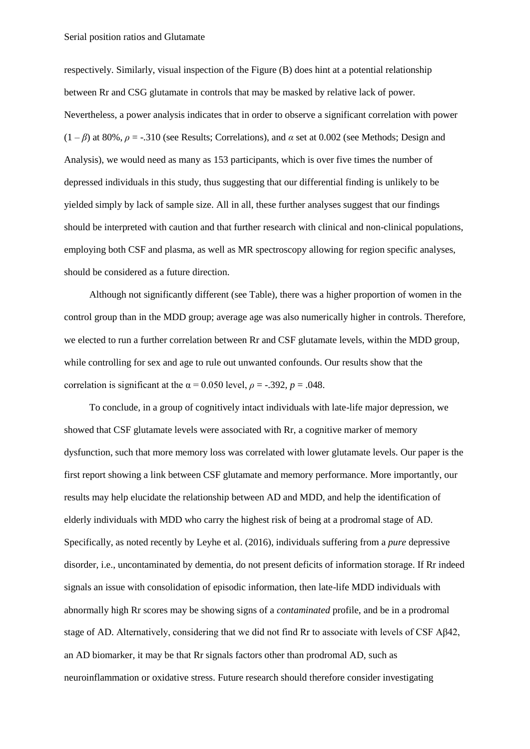respectively. Similarly, visual inspection of the Figure (B) does hint at a potential relationship between Rr and CSG glutamate in controls that may be masked by relative lack of power. Nevertheless, a power analysis indicates that in order to observe a significant correlation with power ($1 - \beta$) at 80%, $\rho = -.310$ (see Results; Correlations), and $\alpha$ set at 0.002 (see Methods; Design and Analysis), we would need as many as 153 participants, which is over five times the number of depressed individuals in this study, thus suggesting that our differential finding is unlikely to be yielded simply by lack of sample size. All in all, these further analyses suggest that our findings should be interpreted with caution and that further research with clinical and non-clinical populations, employing both CSF and plasma, as well as MR spectroscopy allowing for region specific analyses, should be considered as a future direction.

Although not significantly different (see Table), there was a higher proportion of women in the control group than in the MDD group; average age was also numerically higher in controls. Therefore, we elected to run a further correlation between Rr and CSF glutamate levels, within the MDD group, while controlling for sex and age to rule out unwanted confounds. Our results show that the correlation is significant at the $\alpha = 0.050$ level, $\rho = -.392$, $p = .048$.

To conclude, in a group of cognitively intact individuals with late-life major depression, we showed that CSF glutamate levels were associated with Rr, a cognitive marker of memory dysfunction, such that more memory loss was correlated with lower glutamate levels. Our paper is the first report showing a link between CSF glutamate and memory performance. More importantly, our results may help elucidate the relationship between AD and MDD, and help the identification of elderly individuals with MDD who carry the highest risk of being at a prodromal stage of AD. Specifically, as noted recently by Leyhe et al. (2016), individuals suffering from a *pure* depressive disorder, i.e., uncontaminated by dementia, do not present deficits of information storage. If Rr indeed signals an issue with consolidation of episodic information, then late-life MDD individuals with abnormally high Rr scores may be showing signs of a *contaminated* profile, and be in a prodromal stage of AD. Alternatively, considering that we did not find Rr to associate with levels of CSF Aβ42, an AD biomarker, it may be that Rr signals factors other than prodromal AD, such as neuroinflammation or oxidative stress. Future research should therefore consider investigating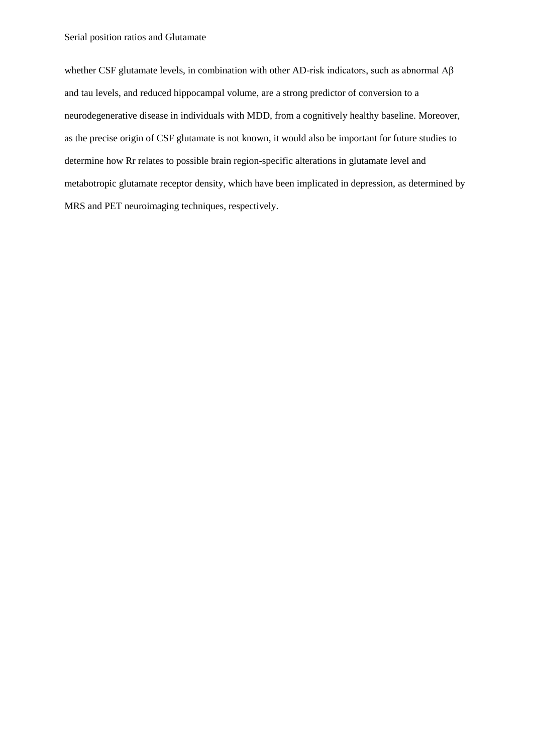whether CSF glutamate levels, in combination with other AD-risk indicators, such as abnormal Aβ and tau levels, and reduced hippocampal volume, are a strong predictor of conversion to a neurodegenerative disease in individuals with MDD, from a cognitively healthy baseline. Moreover, as the precise origin of CSF glutamate is not known, it would also be important for future studies to determine how Rr relates to possible brain region-specific alterations in glutamate level and metabotropic glutamate receptor density, which have been implicated in depression, as determined by MRS and PET neuroimaging techniques, respectively.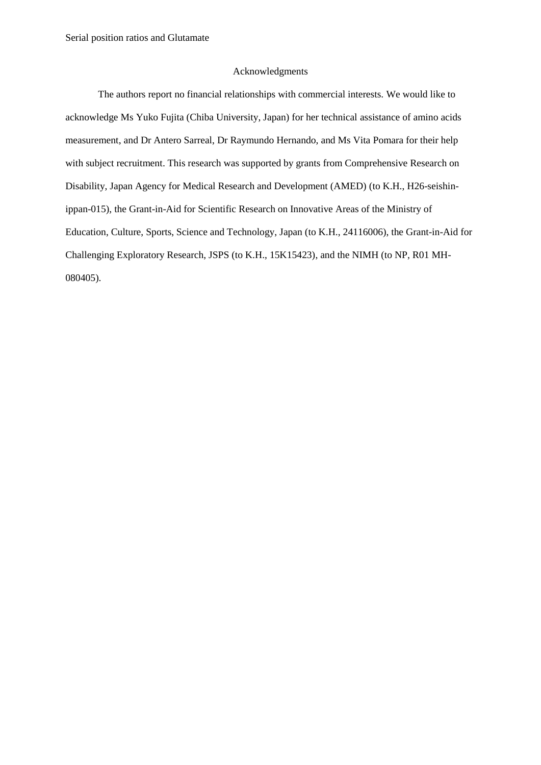## Acknowledgments

The authors report no financial relationships with commercial interests. We would like to acknowledge Ms Yuko Fujita (Chiba University, Japan) for her technical assistance of amino acids measurement, and Dr Antero Sarreal, Dr Raymundo Hernando, and Ms Vita Pomara for their help with subject recruitment. This research was supported by grants from Comprehensive Research on Disability, Japan Agency for Medical Research and Development (AMED) (to K.H., H26-seishin-ippan-015), the Grant-in-Aid for Scientific Research on Innovative Areas of the Ministry of Education, Culture, Sports, Science and Technology, Japan (to K.H., 24116006), the Grant-in-Aid for Challenging Exploratory Research, JSPS (to K.H., 15K15423), and the NIMH (to NP, R01 MH-080405).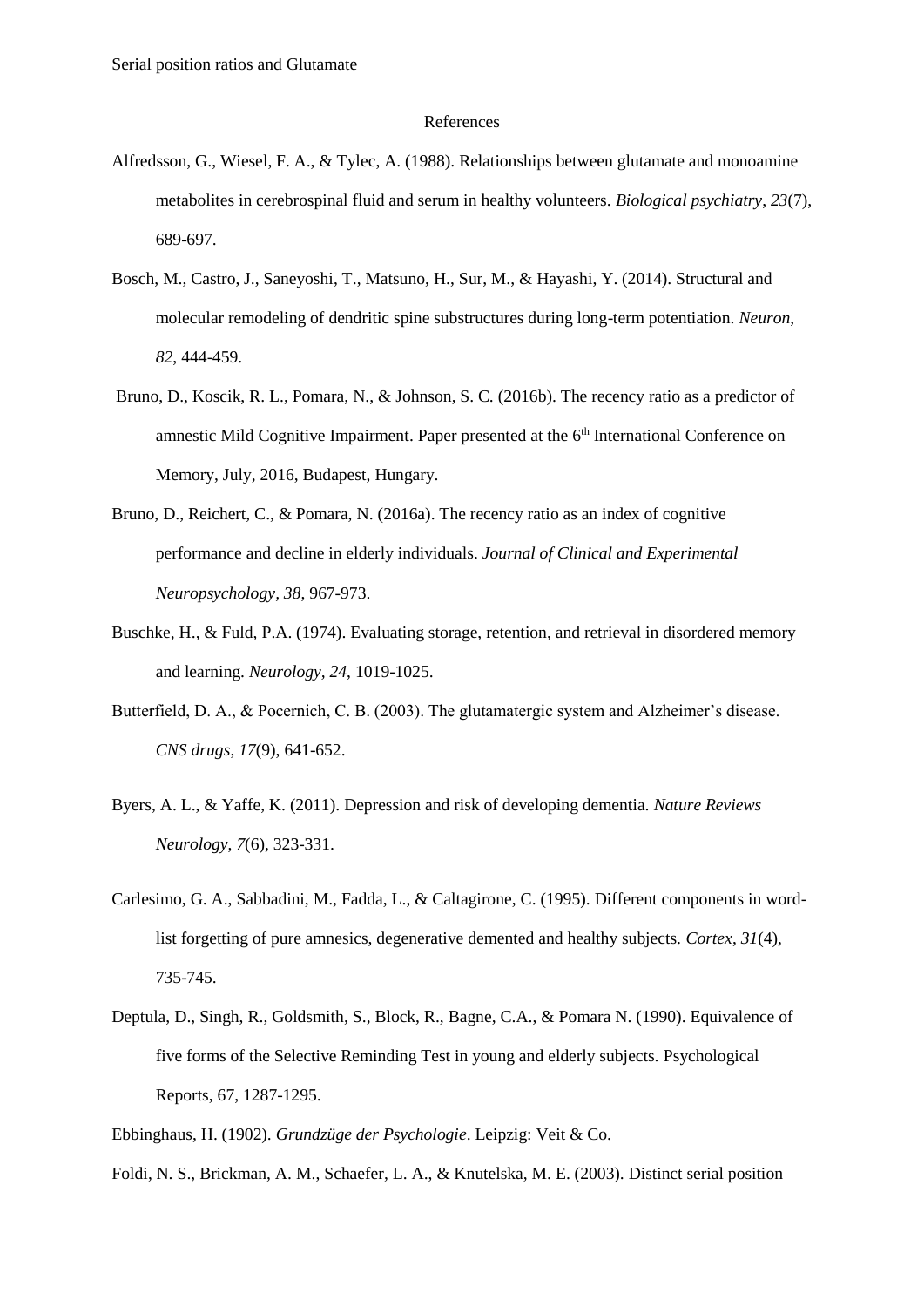# References

Alfredsson, G., Wiesel, F. A., & Tylec, A. (1988). Relationships between glutamate and monoamine metabolites in cerebrospinal fluid and serum in healthy volunteers. *Biological psychiatry*, *23*(7), 689-697.

Bosch, M., Castro, J., Saneyoshi, T., Matsuno, H., Sur, M., & Hayashi, Y. (2014). Structural and molecular remodeling of dendritic spine substructures during long-term potentiation. *Neuron*, *82*, 444-459.

Bruno, D., Koscik, R. L., Pomara, N., & Johnson, S. C. (2016b). The recency ratio as a predictor of amnestic Mild Cognitive Impairment. Paper presented at the 6th International Conference on Memory, July, 2016, Budapest, Hungary.

Bruno, D., Reichert, C., & Pomara, N. (2016a). The recency ratio as an index of cognitive performance and decline in elderly individuals. *Journal of Clinical and Experimental Neuropsychology*, *38*, 967-973.

Buschke, H., & Fuld, P.A. (1974). Evaluating storage, retention, and retrieval in disordered memory and learning. *Neurology*, *24*, 1019-1025.

Butterfield, D. A., & Pocernich, C. B. (2003). The glutamatergic system and Alzheimer's disease. *CNS drugs*, *17*(9), 641-652.

Byers, A. L., & Yaffe, K. (2011). Depression and risk of developing dementia. *Nature Reviews Neurology*, *7*(6), 323-331.

Carlesimo, G. A., Sabbadini, M., Fadda, L., & Caltagirone, C. (1995). Different components in word-list forgetting of pure amnesics, degenerative demented and healthy subjects. *Cortex*, *31*(4), 735-745.

Deptula, D., Singh, R., Goldsmith, S., Block, R., Bagne, C.A., & Pomara N. (1990). Equivalence of five forms of the Selective Reminding Test in young and elderly subjects. Psychological Reports, 67, 1287-1295.

Ebbinghaus, H. (1902). *Grundzüge der Psychologie*. Leipzig: Veit & Co.

Foldi, N. S., Brickman, A. M., Schaefer, L. A., & Knutelska, M. E. (2003). Distinct serial position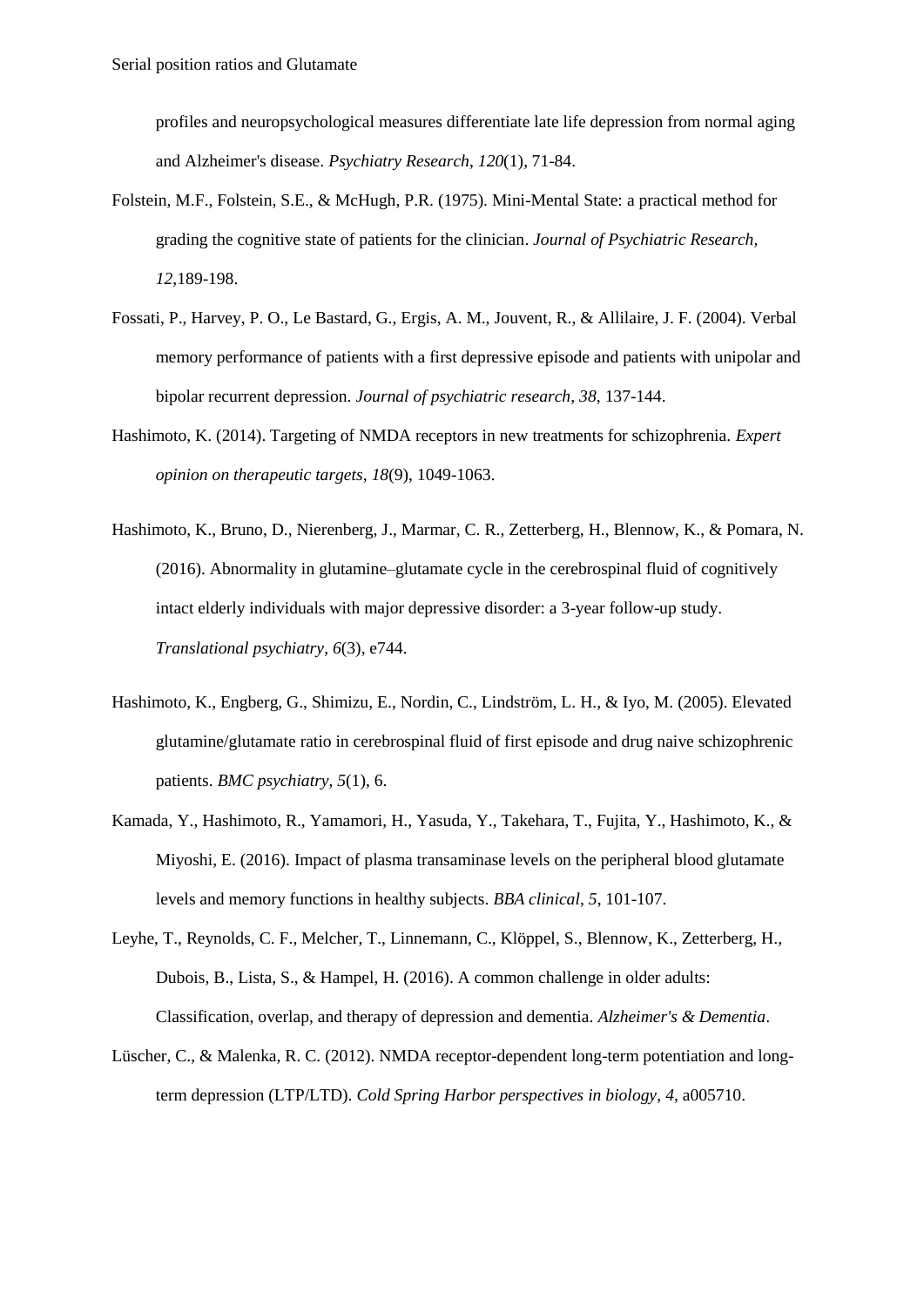profiles and neuropsychological measures differentiate late life depression from normal aging and Alzheimer's disease. *Psychiatry Research*, *120*(1), 71-84.

Folstein, M.F., Folstein, S.E., & McHugh, P.R. (1975). Mini-Mental State: a practical method for grading the cognitive state of patients for the clinician. *Journal of Psychiatric Research*, *12*,189-198.

Fossati, P., Harvey, P. O., Le Bastard, G., Ergis, A. M., Jouvent, R., & Allilaire, J. F. (2004). Verbal memory performance of patients with a first depressive episode and patients with unipolar and bipolar recurrent depression. *Journal of psychiatric research*, *38*, 137-144.

Hashimoto, K. (2014). Targeting of NMDA receptors in new treatments for schizophrenia. *Expert opinion on therapeutic targets*, *18*(9), 1049-1063.

Hashimoto, K., Bruno, D., Nierenberg, J., Marmar, C. R., Zetterberg, H., Blennow, K., & Pomara, N. (2016). Abnormality in glutamine–glutamate cycle in the cerebrospinal fluid of cognitively intact elderly individuals with major depressive disorder: a 3-year follow-up study. *Translational psychiatry*, *6*(3), e744.

Hashimoto, K., Engberg, G., Shimizu, E., Nordin, C., Lindström, L. H., & Iyo, M. (2005). Elevated glutamine/glutamate ratio in cerebrospinal fluid of first episode and drug naive schizophrenic patients. *BMC psychiatry*, *5*(1), 6.

Kamada, Y., Hashimoto, R., Yamamori, H., Yasuda, Y., Takehara, T., Fujita, Y., Hashimoto, K., & Miyoshi, E. (2016). Impact of plasma transaminase levels on the peripheral blood glutamate levels and memory functions in healthy subjects. *BBA clinical*, *5*, 101-107.

Leyhe, T., Reynolds, C. F., Melcher, T., Linnemann, C., Klöppel, S., Blennow, K., Zetterberg, H., Dubois, B., Lista, S., & Hampel, H. (2016). A common challenge in older adults: Classification, overlap, and therapy of depression and dementia. *Alzheimer's & Dementia*.

Lüscher, C., & Malenka, R. C. (2012). NMDA receptor-dependent long-term potentiation and long-term depression (LTP/LTD). *Cold Spring Harbor perspectives in biology*, *4*, a005710.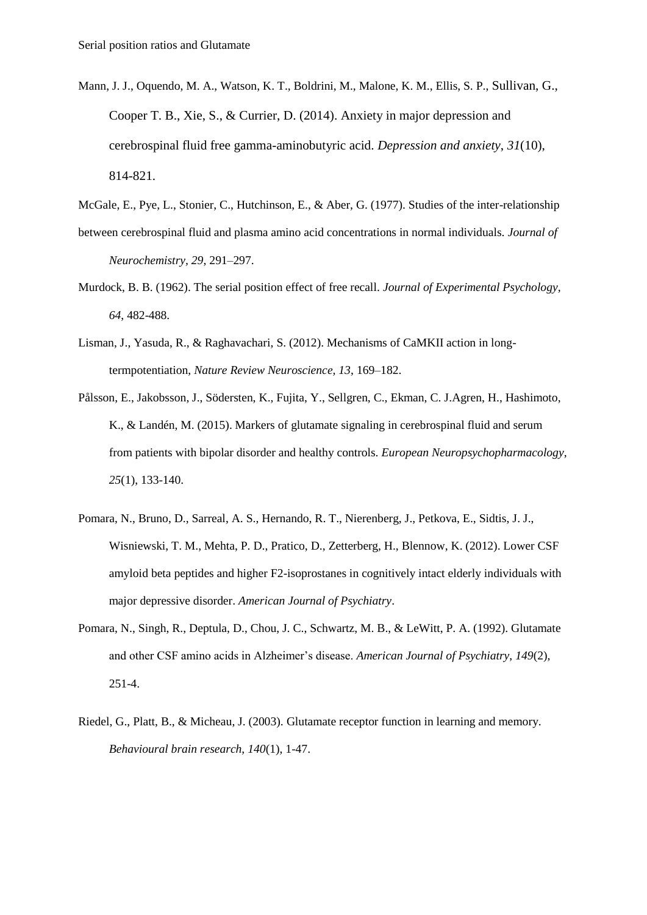Mann, J. J., Oquendo, M. A., Watson, K. T., Boldrini, M., Malone, K. M., Ellis, S. P., Sullivan, G., Cooper T. B., Xie, S., & Currier, D. (2014). Anxiety in major depression and cerebrospinal fluid free gamma-aminobutyric acid. *Depression and anxiety*, *31*(10), 814-821.

McGale, E., Pye, L., Stonier, C., Hutchinson, E., & Aber, G. (1977). Studies of the inter-relationship between cerebrospinal fluid and plasma amino acid concentrations in normal individuals. *Journal of Neurochemistry, 29*, 291–297.

Murdock, B. B. (1962). The serial position effect of free recall. *Journal of Experimental Psychology, 64*, 482-488.

Lisman, J., Yasuda, R., & Raghavachari, S. (2012). Mechanisms of CaMKII action in long-termpotentiation, *Nature Review Neuroscience, 13*, 169–182.

Pålsson, E., Jakobsson, J., Södersten, K., Fujita, Y., Sellgren, C., Ekman, C. J.Agren, H., Hashimoto, K., & Landén, M. (2015). Markers of glutamate signaling in cerebrospinal fluid and serum from patients with bipolar disorder and healthy controls. *European Neuropsychopharmacology*, *25*(1), 133-140.

Pomara, N., Bruno, D., Sarreal, A. S., Hernando, R. T., Nierenberg, J., Petkova, E., Sidtis, J. J., Wisniewski, T. M., Mehta, P. D., Pratico, D., Zetterberg, H., Blennow, K. (2012). Lower CSF amyloid beta peptides and higher F2-isoprostanes in cognitively intact elderly individuals with major depressive disorder. *American Journal of Psychiatry*.

Pomara, N., Singh, R., Deptula, D., Chou, J. C., Schwartz, M. B., & LeWitt, P. A. (1992). Glutamate and other CSF amino acids in Alzheimer's disease. *American Journal of Psychiatry*, *149*(2), 251-4.

Riedel, G., Platt, B., & Micheau, J. (2003). Glutamate receptor function in learning and memory. *Behavioural brain research*, *140*(1), 1-47.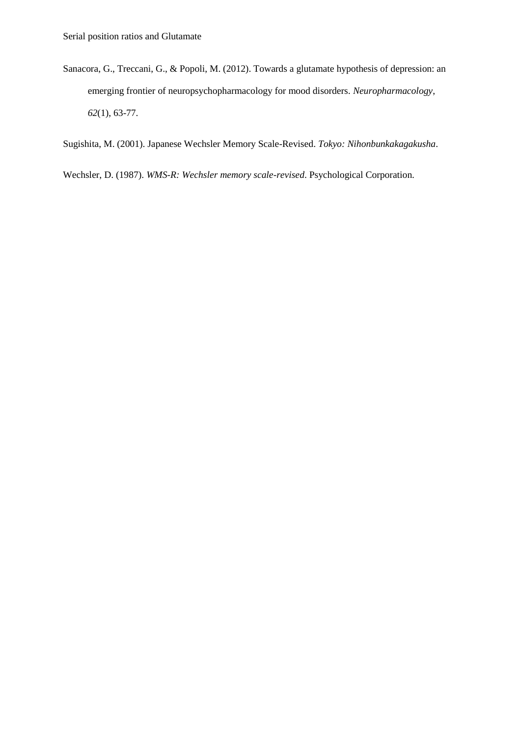Sanacora, G., Treccani, G., & Popoli, M. (2012). Towards a glutamate hypothesis of depression: an emerging frontier of neuropsychopharmacology for mood disorders. *Neuropharmacology*, *62*(1), 63-77.

Sugishita, M. (2001). Japanese Wechsler Memory Scale-Revised. *Tokyo: Nihonbunkakagakusha*.

Wechsler, D. (1987). *WMS-R: Wechsler memory scale-revised*. Psychological Corporation.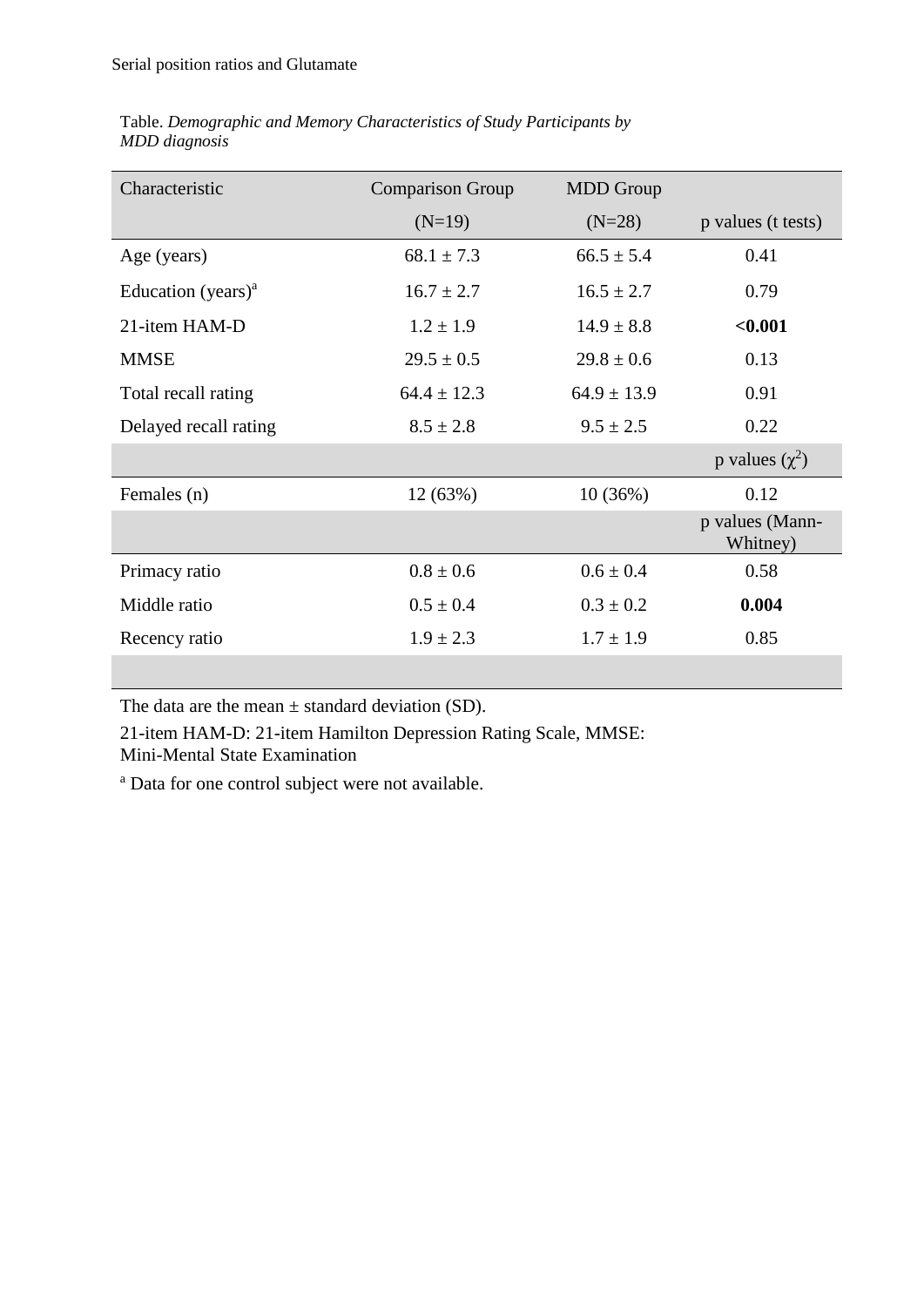Table. *Demographic and Memory Characteristics of Study Participants by MDD diagnosis*

| Characteristic | Comparison Group (N=19) | MDD Group (N=28) | p values (t tests) |
|---|---|---|---|
| Age (years) | 68.1 ± 7.3 | 66.5 ± 5.4 | 0.41 |
| Education (years)[a] | 16.7 ± 2.7 | 16.5 ± 2.7 | 0.79 |
| 21-item HAM-D | 1.2 ± 1.9 | 14.9 ± 8.8 | **<0.001** |
| MMSE | 29.5 ± 0.5 | 29.8 ± 0.6 | 0.13 |
| Total recall rating | 64.4 ± 12.3 | 64.9 ± 13.9 | 0.91 |
| Delayed recall rating | 8.5 ± 2.8 | 9.5 ± 2.5 | 0.22 |
| | | | p values ($\chi^2$) |
| Females (n) | 12 (63%) | 10 (36%) | 0.12 |
| | | | p values (Mann-Whitney) |
| Primacy ratio | 0.8 ± 0.6 | 0.6 ± 0.4 | 0.58 |
| Middle ratio | 0.5 ± 0.4 | 0.3 ± 0.2 | **0.004** |
| Recency ratio | 1.9 ± 2.3 | 1.7 ± 1.9 | 0.85 |

The data are the mean ± standard deviation (SD).

21-item HAM-D: 21-item Hamilton Depression Rating Scale, MMSE: Mini-Mental State Examination

[a] Data for one control subject were not available.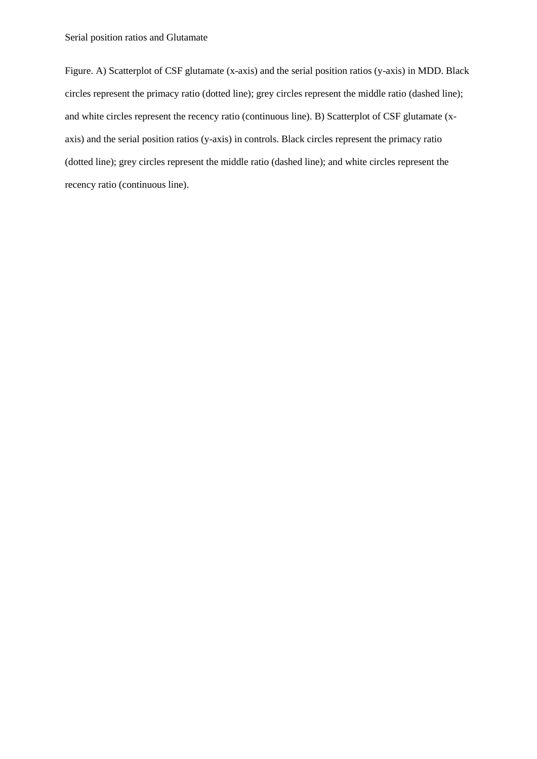Figure. A) Scatterplot of CSF glutamate (x-axis) and the serial position ratios (y-axis) in MDD. Black circles represent the primacy ratio (dotted line); grey circles represent the middle ratio (dashed line); and white circles represent the recency ratio (continuous line). B) Scatterplot of CSF glutamate (x-axis) and the serial position ratios (y-axis) in controls. Black circles represent the primacy ratio (dotted line); grey circles represent the middle ratio (dashed line); and white circles represent the recency ratio (continuous line).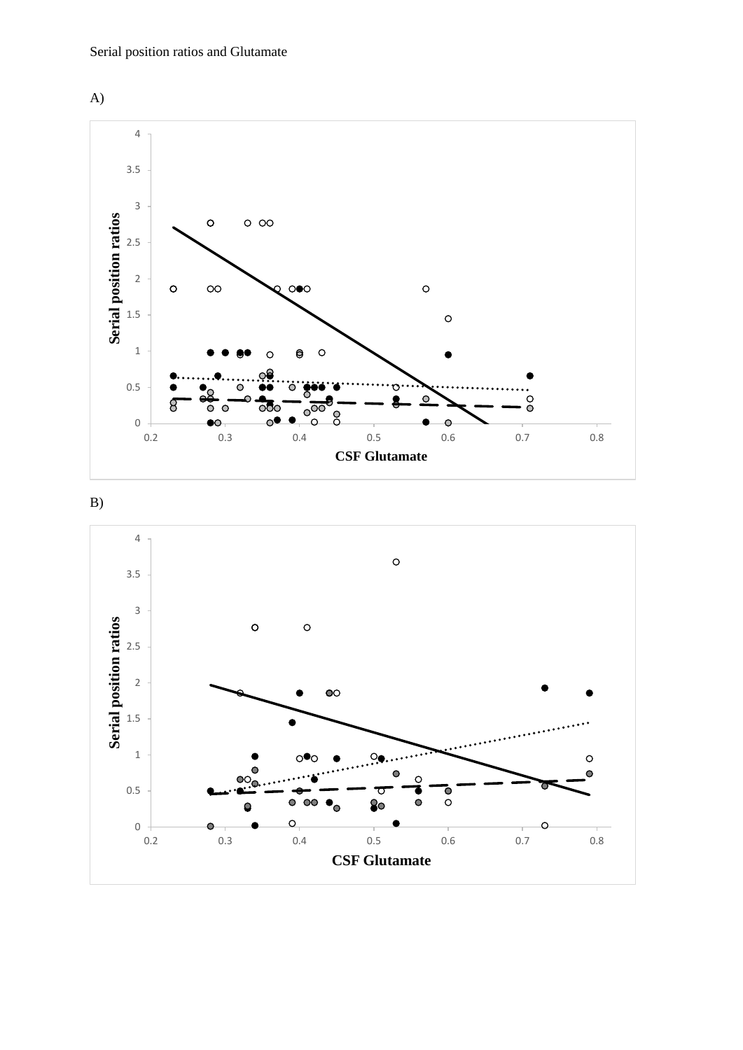Serial position ratios and Glutamate

A)

4
3.5
3
2.5
2
1.5
1
0.5
0

Serial position ratios

0.2 0.3 0.4 0.5 0.6 0.7 0.8

CSF Glutamate

B)

4
3.5
3
2.5
2
1.5
1
0.5
0

Serial position ratios

0.2 0.3 0.4 0.5 0.6 0.7 0.8

CSF Glutamate